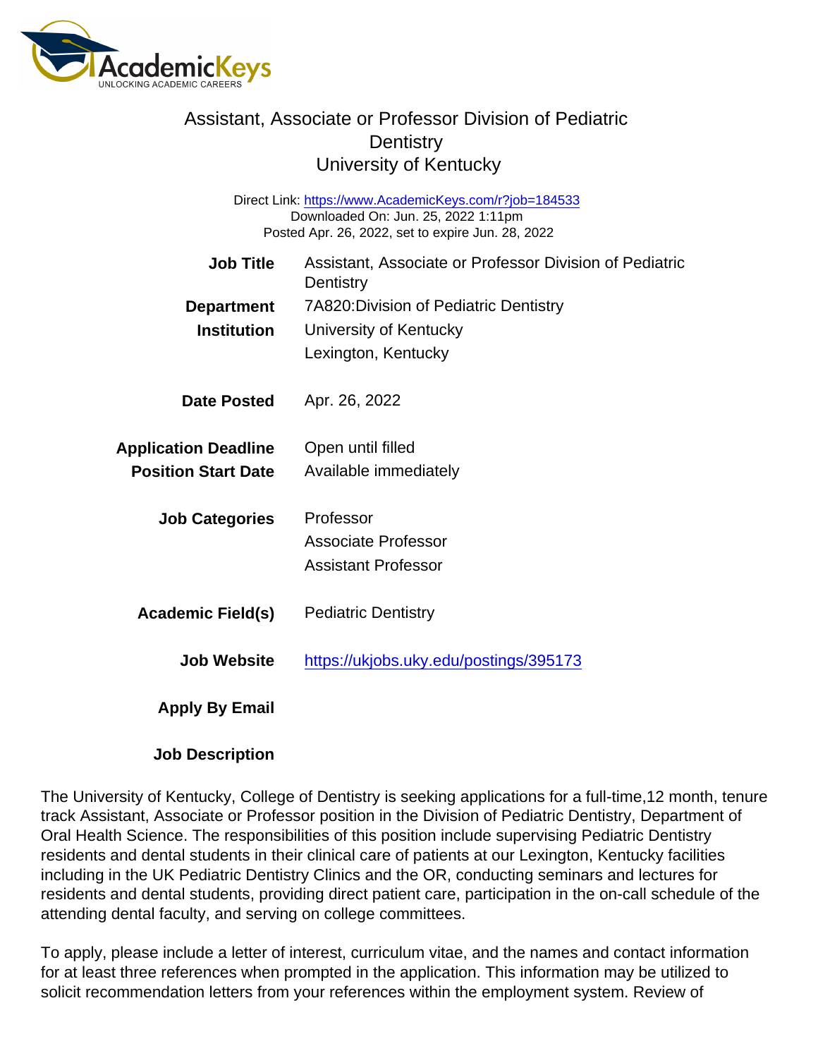# Assistant, Associate or Professor Division of Pediatric Dentistry
## University of Kentucky

Direct Link: https://www.AcademicKeys.com/r?job=184533
Downloaded On: Jun. 25, 2022 1:11pm
Posted Apr. 26, 2022, set to expire Jun. 28, 2022

| | |
|---|---|
| **Job Title** | Assistant, Associate or Professor Division of Pediatric Dentistry |
| **Department** | 7A820:Division of Pediatric Dentistry |
| **Institution** | University of Kentucky<br>Lexington, Kentucky |
| **Date Posted** | Apr. 26, 2022 |
| **Application Deadline** | Open until filled |
| **Position Start Date** | Available immediately |
| **Job Categories** | Professor<br>Associate Professor<br>Assistant Professor |
| **Academic Field(s)** | Pediatric Dentistry |
| **Job Website** | https://ukjobs.uky.edu/postings/395173 |
| **Apply By Email** | |

**Job Description**

The University of Kentucky, College of Dentistry is seeking applications for a full-time,12 month, tenure track Assistant, Associate or Professor position in the Division of Pediatric Dentistry, Department of Oral Health Science. The responsibilities of this position include supervising Pediatric Dentistry residents and dental students in their clinical care of patients at our Lexington, Kentucky facilities including in the UK Pediatric Dentistry Clinics and the OR, conducting seminars and lectures for residents and dental students, providing direct patient care, participation in the on-call schedule of the attending dental faculty, and serving on college committees.

To apply, please include a letter of interest, curriculum vitae, and the names and contact information for at least three references when prompted in the application. This information may be utilized to solicit recommendation letters from your references within the employment system. Review of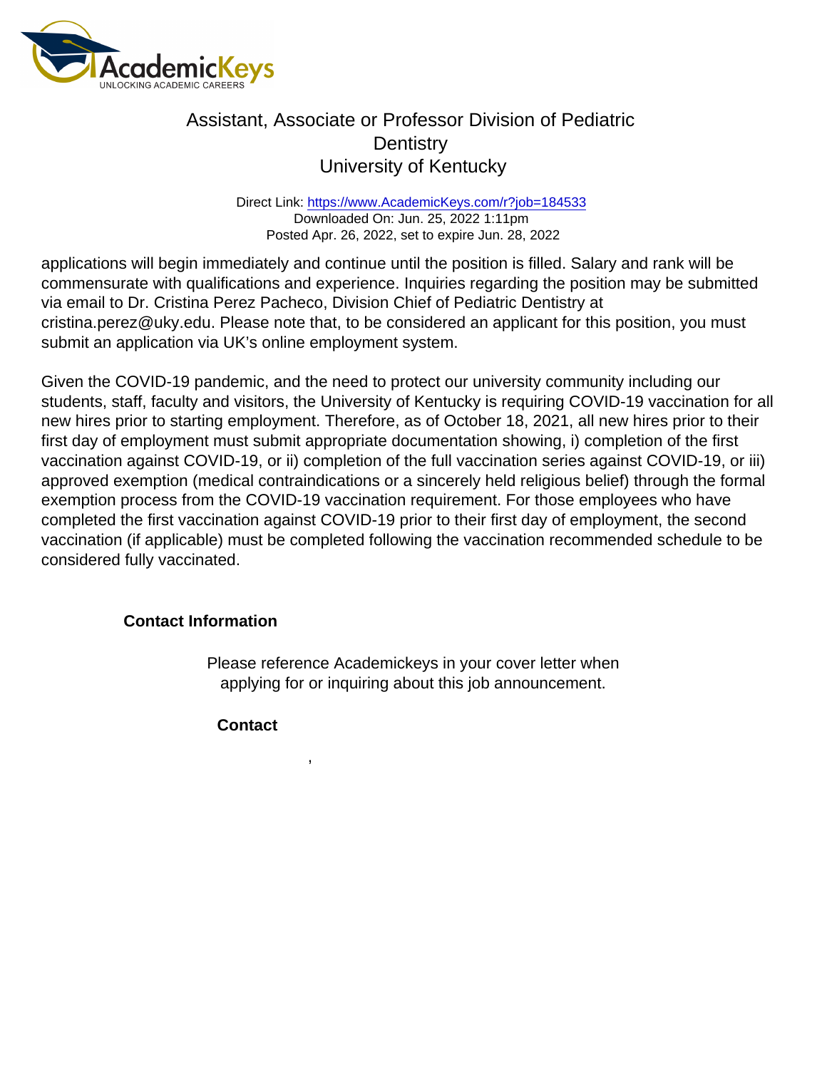applications will begin immediately and continue until the position is filled. Salary and rank will be commensurate with qualifications and experience. Inquiries regarding the position may be submitted via email to Dr. Cristina Perez Pacheco, Division Chief of Pediatric Dentistry at cristina.perez@uky.edu. Please note that, to be considered an applicant for this position, you must submit an application via UK's online employment system.

Given the COVID-19 pandemic, and the need to protect our university community including our students, staff, faculty and visitors, the University of Kentucky is requiring COVID-19 vaccination for all new hires prior to starting employment. Therefore, as of October 18, 2021, all new hires prior to their first day of employment must submit appropriate documentation showing, i) completion of the first vaccination against COVID-19, or ii) completion of the full vaccination series against COVID-19, or iii) approved exemption (medical contraindications or a sincerely held religious belief) through the formal exemption process from the COVID-19 vaccination requirement. For those employees who have completed the first vaccination against COVID-19 prior to their first day of employment, the second vaccination (if applicable) must be completed following the vaccination recommended schedule to be considered fully vaccinated.

**Contact Information**

Please reference Academickeys in your cover letter when applying for or inquiring about this job announcement.

**Contact**

,